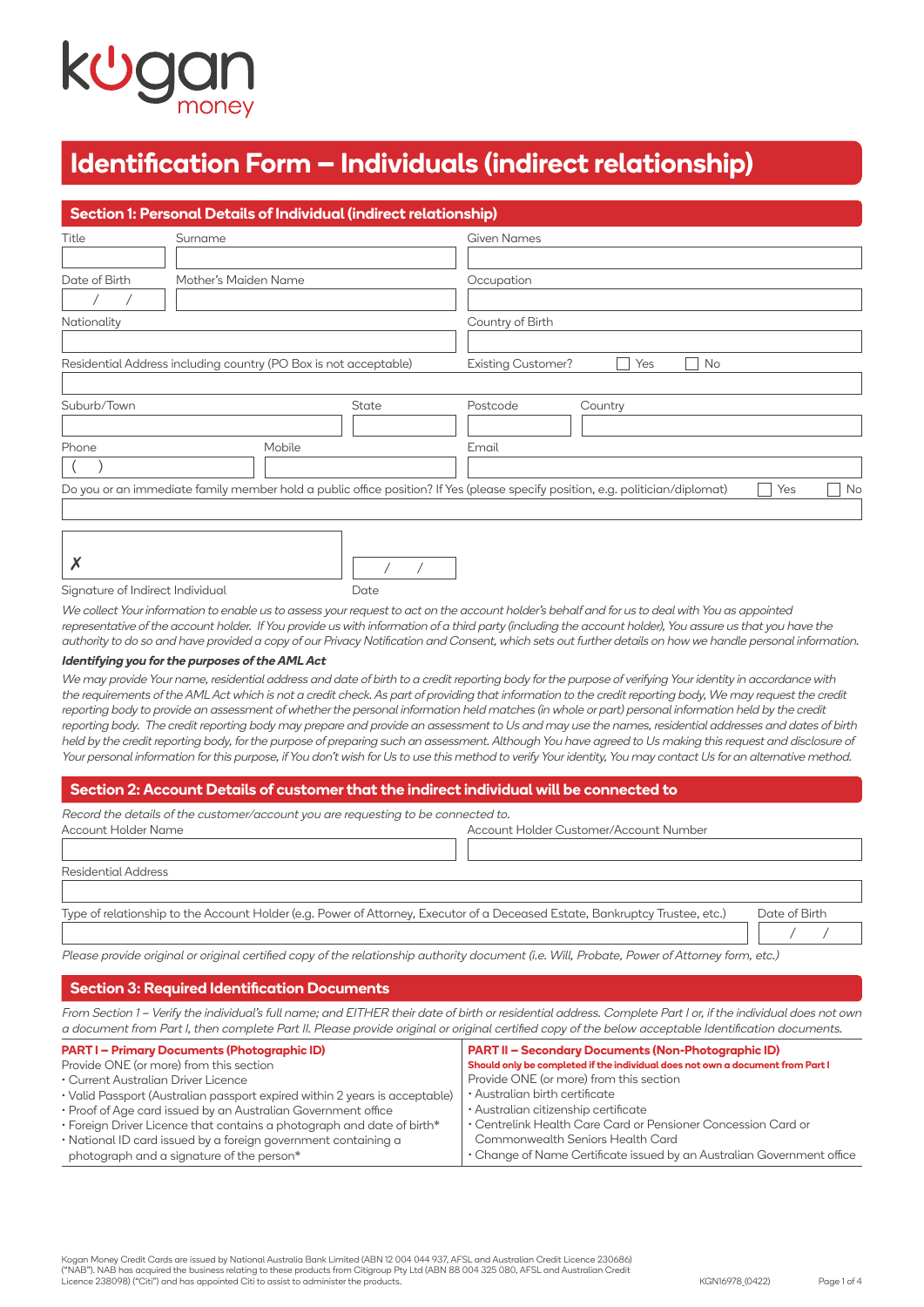kogan money

# Identification Form – Individuals (indirect relationship)

## Section 1: Personal Details of Individual (indirect relationship)

| Title | Surname | Given Names |
|---|---|---|
| | | |

| Date of Birth | Mother's Maiden Name | Occupation |
|---|---|---|
| / / | | |

| Nationality | Country of Birth |
|---|---|
| | |

Residential Address including country (PO Box is not acceptable)

Existing Customer? ☐ Yes ☐ No

| Suburb/Town | State | Postcode | Country |
|---|---|---|---|
| | | | |

| Phone | Mobile | Email |
|---|---|---|
| ( ) | | |

Do you or an immediate family member hold a public office position? If Yes (please specify position, e.g. politician/diplomat) ☐ Yes ☐ No

✗

Signature of Indirect Individual

Date / /

*We collect Your information to enable us to assess your request to act on the account holder's behalf and for us to deal with You as appointed representative of the account holder. If You provide us with information of a third party (including the account holder), You assure us that you have the authority to do so and have provided a copy of our Privacy Notification and Consent, which sets out further details on how we handle personal information.*

***Identifying you for the purposes of the AML Act***

*We may provide Your name, residential address and date of birth to a credit reporting body for the purpose of verifying Your identity in accordance with the requirements of the AML Act which is not a credit check. As part of providing that information to the credit reporting body, We may request the credit reporting body to provide an assessment of whether the personal information held matches (in whole or part) personal information held by the credit reporting body. The credit reporting body may prepare and provide an assessment to Us and may use the names, residential addresses and dates of birth held by the credit reporting body, for the purpose of preparing such an assessment. Although You have agreed to Us making this request and disclosure of Your personal information for this purpose, if You don't wish for Us to use this method to verify Your identity, You may contact Us for an alternative method.*

## Section 2: Account Details of customer that the indirect individual will be connected to

*Record the details of the customer/account you are requesting to be connected to.*

| Account Holder Name | Account Holder Customer/Account Number |
|---|---|
| | |

Residential Address

| Type of relationship to the Account Holder (e.g. Power of Attorney, Executor of a Deceased Estate, Bankruptcy Trustee, etc.) | Date of Birth |
|---|---|
| | / / |

*Please provide original or original certified copy of the relationship authority document (i.e. Will, Probate, Power of Attorney form, etc.)*

## Section 3: Required Identification Documents

*From Section 1 – Verify the individual's full name; and EITHER their date of birth or residential address. Complete Part I or, if the individual does not own a document from Part I, then complete Part II. Please provide original or original certified copy of the below acceptable Identification documents.*

**PART I – Primary Documents (Photographic ID)**

Provide ONE (or more) from this section

- Current Australian Driver Licence
- Valid Passport (Australian passport expired within 2 years is acceptable)
- Proof of Age card issued by an Australian Government office
- Foreign Driver Licence that contains a photograph and date of birth*
- National ID card issued by a foreign government containing a photograph and a signature of the person*

**PART II – Secondary Documents (Non-Photographic ID)**

**Should only be completed if the individual does not own a document from Part I**

Provide ONE (or more) from this section

- Australian birth certificate
- Australian citizenship certificate
- Centrelink Health Care Card or Pensioner Concession Card or Commonwealth Seniors Health Card
- Change of Name Certificate issued by an Australian Government office

Kogan Money Credit Cards are issued by National Australia Bank Limited (ABN 12 004 044 937, AFSL and Australian Credit Licence 230686) ("NAB"). NAB has acquired the business relating to these products from Citigroup Pty Ltd (ABN 88 004 325 080, AFSL and Australian Credit Licence 238098) ("Citi") and has appointed Citi to assist to administer the products.

KGN16978_(0422)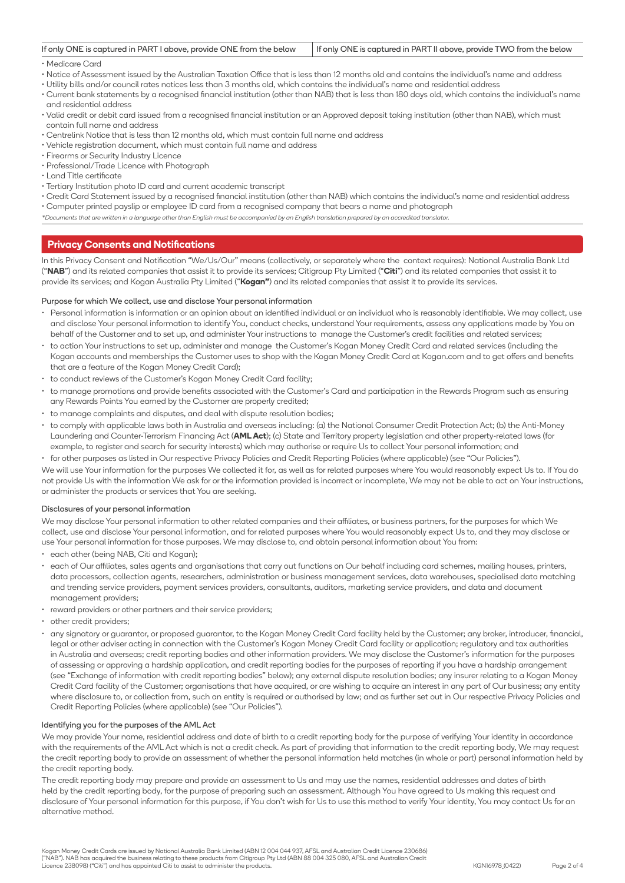| If only ONE is captured in PART I above, provide ONE from the below | If only ONE is captured in PART II above, provide TWO from the below |
| --- | --- |

- Medicare Card
- Notice of Assessment issued by the Australian Taxation Office that is less than 12 months old and contains the individual's name and address
- Utility bills and/or council rates notices less than 3 months old, which contains the individual's name and residential address
- Current bank statements by a recognised financial institution (other than NAB) that is less than 180 days old, which contains the individual's name and residential address
- Valid credit or debit card issued from a recognised financial institution or an Approved deposit taking institution (other than NAB), which must contain full name and address
- Centrelink Notice that is less than 12 months old, which must contain full name and address
- Vehicle registration document, which must contain full name and address
- Firearms or Security Industry Licence
- Professional/Trade Licence with Photograph
- Land Title certificate
- Tertiary Institution photo ID card and current academic transcript
- Credit Card Statement issued by a recognised financial institution (other than NAB) which contains the individual's name and residential address
- Computer printed payslip or employee ID card from a recognised company that bears a name and photograph

*\*Documents that are written in a language other than English must be accompanied by an English translation prepared by an accredited translator.*

## Privacy Consents and Notifications

In this Privacy Consent and Notification "We/Us/Our" means (collectively, or separately where the context requires): National Australia Bank Ltd ("**NAB**") and its related companies that assist it to provide its services; Citigroup Pty Limited ("**Citi**") and its related companies that assist it to provide its services; and Kogan Australia Pty Limited ("**Kogan"**) and its related companies that assist it to provide its services.

### Purpose for which We collect, use and disclose Your personal information

- Personal information is information or an opinion about an identified individual or an individual who is reasonably identifiable. We may collect, use and disclose Your personal information to identify You, conduct checks, understand Your requirements, assess any applications made by You on behalf of the Customer and to set up, and administer Your instructions to manage the Customer's credit facilities and related services;
- to action Your instructions to set up, administer and manage the Customer's Kogan Money Credit Card and related services (including the Kogan accounts and memberships the Customer uses to shop with the Kogan Money Credit Card at Kogan.com and to get offers and benefits that are a feature of the Kogan Money Credit Card);
- to conduct reviews of the Customer's Kogan Money Credit Card facility;
- to manage promotions and provide benefits associated with the Customer's Card and participation in the Rewards Program such as ensuring any Rewards Points You earned by the Customer are properly credited;
- to manage complaints and disputes, and deal with dispute resolution bodies;
- to comply with applicable laws both in Australia and overseas including: (a) the National Consumer Credit Protection Act; (b) the Anti-Money Laundering and Counter-Terrorism Financing Act (**AML Act**); (c) State and Territory property legislation and other property-related laws (for example, to register and search for security interests) which may authorise or require Us to collect Your personal information; and
- for other purposes as listed in Our respective Privacy Policies and Credit Reporting Policies (where applicable) (see "Our Policies").

We will use Your information for the purposes We collected it for, as well as for related purposes where You would reasonably expect Us to. If You do not provide Us with the information We ask for or the information provided is incorrect or incomplete, We may not be able to act on Your instructions, or administer the products or services that You are seeking.

### Disclosures of your personal information

We may disclose Your personal information to other related companies and their affiliates, or business partners, for the purposes for which We collect, use and disclose Your personal information, and for related purposes where You would reasonably expect Us to, and they may disclose or use Your personal information for those purposes. We may disclose to, and obtain personal information about You from:

- each other (being NAB, Citi and Kogan);
- each of Our affiliates, sales agents and organisations that carry out functions on Our behalf including card schemes, mailing houses, printers, data processors, collection agents, researchers, administration or business management services, data warehouses, specialised data matching and trending service providers, payment services providers, consultants, auditors, marketing service providers, and data and document management providers;
- reward providers or other partners and their service providers;
- other credit providers;
- any signatory or guarantor, or proposed guarantor, to the Kogan Money Credit Card facility held by the Customer; any broker, introducer, financial, legal or other adviser acting in connection with the Customer's Kogan Money Credit Card facility or application; regulatory and tax authorities in Australia and overseas; credit reporting bodies and other information providers. We may disclose the Customer's information for the purposes of assessing or approving a hardship application, and credit reporting bodies for the purposes of reporting if you have a hardship arrangement (see "Exchange of information with credit reporting bodies" below); any external dispute resolution bodies; any insurer relating to a Kogan Money Credit Card facility of the Customer; organisations that have acquired, or are wishing to acquire an interest in any part of Our business; any entity where disclosure to, or collection from, such an entity is required or authorised by law; and as further set out in Our respective Privacy Policies and Credit Reporting Policies (where applicable) (see "Our Policies").

### Identifying you for the purposes of the AML Act

We may provide Your name, residential address and date of birth to a credit reporting body for the purpose of verifying Your identity in accordance with the requirements of the AML Act which is not a credit check. As part of providing that information to the credit reporting body, We may request the credit reporting body to provide an assessment of whether the personal information held matches (in whole or part) personal information held by the credit reporting body.

The credit reporting body may prepare and provide an assessment to Us and may use the names, residential addresses and dates of birth held by the credit reporting body, for the purpose of preparing such an assessment. Although You have agreed to Us making this request and disclosure of Your personal information for this purpose, if You don't wish for Us to use this method to verify Your identity, You may contact Us for an alternative method.

Kogan Money Credit Cards are issued by National Australia Bank Limited (ABN 12 004 044 937, AFSL and Australian Credit Licence 230686) ("NAB"). NAB has acquired the business relating to these products from Citigroup Pty Ltd (ABN 88 004 325 080, AFSL and Australian Credit Licence 238098) ("Citi") and has appointed Citi to assist to administer the products.

KGN16978_(0422)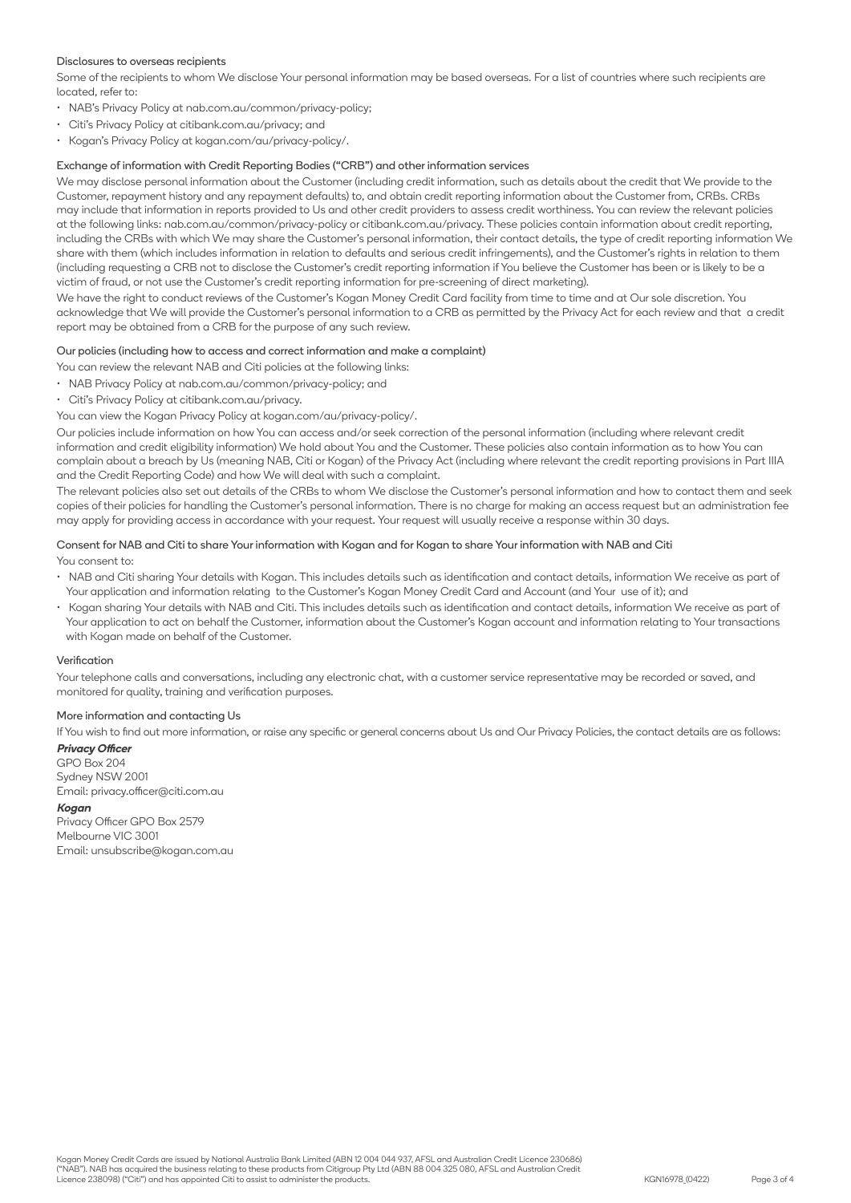### Disclosures to overseas recipients

Some of the recipients to whom We disclose Your personal information may be based overseas. For a list of countries where such recipients are located, refer to:

- NAB's Privacy Policy at nab.com.au/common/privacy-policy;
- Citi's Privacy Policy at citibank.com.au/privacy; and
- Kogan's Privacy Policy at kogan.com/au/privacy-policy/.

### Exchange of information with Credit Reporting Bodies ("CRB") and other information services

We may disclose personal information about the Customer (including credit information, such as details about the credit that We provide to the Customer, repayment history and any repayment defaults) to, and obtain credit reporting information about the Customer from, CRBs. CRBs may include that information in reports provided to Us and other credit providers to assess credit worthiness. You can review the relevant policies at the following links: nab.com.au/common/privacy-policy or citibank.com.au/privacy. These policies contain information about credit reporting, including the CRBs with which We may share the Customer's personal information, their contact details, the type of credit reporting information We share with them (which includes information in relation to defaults and serious credit infringements), and the Customer's rights in relation to them (including requesting a CRB not to disclose the Customer's credit reporting information if You believe the Customer has been or is likely to be a victim of fraud, or not use the Customer's credit reporting information for pre-screening of direct marketing).

We have the right to conduct reviews of the Customer's Kogan Money Credit Card facility from time to time and at Our sole discretion. You acknowledge that We will provide the Customer's personal information to a CRB as permitted by the Privacy Act for each review and that a credit report may be obtained from a CRB for the purpose of any such review.

### Our policies (including how to access and correct information and make a complaint)

You can review the relevant NAB and Citi policies at the following links:

- NAB Privacy Policy at nab.com.au/common/privacy-policy; and
- Citi's Privacy Policy at citibank.com.au/privacy.

You can view the Kogan Privacy Policy at kogan.com/au/privacy-policy/.

Our policies include information on how You can access and/or seek correction of the personal information (including where relevant credit information and credit eligibility information) We hold about You and the Customer. These policies also contain information as to how You can complain about a breach by Us (meaning NAB, Citi or Kogan) of the Privacy Act (including where relevant the credit reporting provisions in Part IIIA and the Credit Reporting Code) and how We will deal with such a complaint.

The relevant policies also set out details of the CRBs to whom We disclose the Customer's personal information and how to contact them and seek copies of their policies for handling the Customer's personal information. There is no charge for making an access request but an administration fee may apply for providing access in accordance with your request. Your request will usually receive a response within 30 days.

### Consent for NAB and Citi to share Your information with Kogan and for Kogan to share Your information with NAB and Citi

You consent to:

- NAB and Citi sharing Your details with Kogan. This includes details such as identification and contact details, information We receive as part of Your application and information relating to the Customer's Kogan Money Credit Card and Account (and Your use of it); and
- Kogan sharing Your details with NAB and Citi. This includes details such as identification and contact details, information We receive as part of Your application to act on behalf the Customer, information about the Customer's Kogan account and information relating to Your transactions with Kogan made on behalf of the Customer.

### Verification

Your telephone calls and conversations, including any electronic chat, with a customer service representative may be recorded or saved, and monitored for quality, training and verification purposes.

### More information and contacting Us

If You wish to find out more information, or raise any specific or general concerns about Us and Our Privacy Policies, the contact details are as follows:

***Privacy Officer***
GPO Box 204
Sydney NSW 2001
Email: privacy.officer@citi.com.au

***Kogan***
Privacy Officer GPO Box 2579
Melbourne VIC 3001
Email: unsubscribe@kogan.com.au

Kogan Money Credit Cards are issued by National Australia Bank Limited (ABN 12 004 044 937, AFSL and Australian Credit Licence 230686) ("NAB"). NAB has acquired the business relating to these products from Citigroup Pty Ltd (ABN 88 004 325 080, AFSL and Australian Credit Licence 238098) ("Citi") and has appointed Citi to assist to administer the products.

KGN16978_(0422)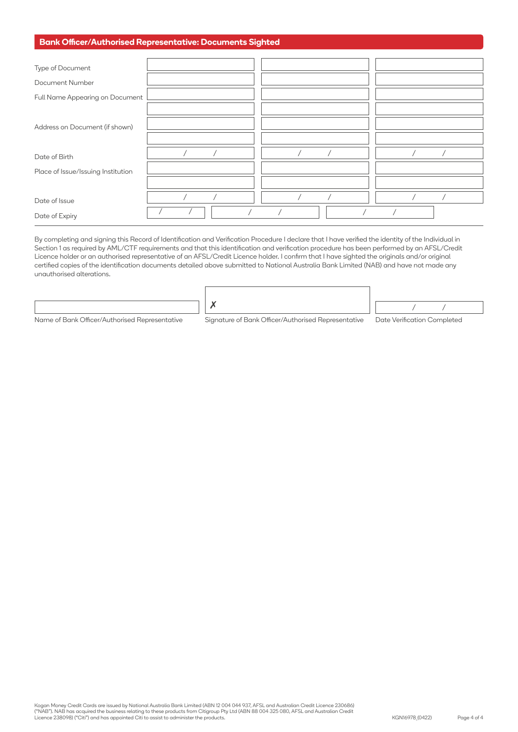## Bank Officer/Authorised Representative: Documents Sighted

| | | | |
|---|---|---|---|
| Type of Document | | | |
| Document Number | | | |
| Full Name Appearing on Document | | | |
| | | | |
| Address on Document (if shown) | | | |
| | | | |
| Date of Birth | / / | / / | / / |
| Place of Issue/Issuing Institution | | | |
| | | | |
| Date of Issue | / / | / / | / / |
| Date of Expiry | / / | / / | / / |

By completing and signing this Record of Identification and Verification Procedure I declare that I have verified the identity of the Individual in Section 1 as required by AML/CTF requirements and that this identification and verification procedure has been performed by an AFSL/Credit Licence holder or an authorised representative of an AFSL/Credit Licence holder. I confirm that I have sighted the originals and/or original certified copies of the identification documents detailed above submitted to National Australia Bank Limited (NAB) and have not made any unauthorised alterations.

| | | |
|---|---|---|
| | ✗ | / / |
| Name of Bank Officer/Authorised Representative | Signature of Bank Officer/Authorised Representative | Date Verification Completed |

Kogan Money Credit Cards are issued by National Australia Bank Limited (ABN 12 004 044 937, AFSL and Australian Credit Licence 230686) ("NAB"). NAB has acquired the business relating to these products from Citigroup Pty Ltd (ABN 88 004 325 080, AFSL and Australian Credit Licence 238098) ("Citi") and has appointed Citi to assist to administer the products.

KGN16978_(0422)